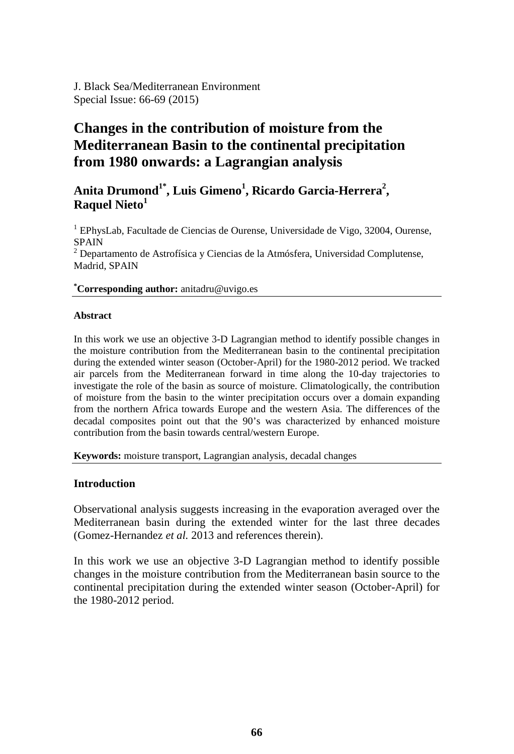J. Black Sea/Mediterranean Environment
Special Issue: 66-69 (2015)

# Changes in the contribution of moisture from the Mediterranean Basin to the continental precipitation from 1980 onwards: a Lagrangian analysis

## Anita Drumond[1*], Luis Gimeno[1], Ricardo Garcia-Herrera[2], Raquel Nieto[1]

[1] EPhysLab, Facultade de Ciencias de Ourense, Universidade de Vigo, 32004, Ourense, SPAIN
[2] Departamento de Astrofísica y Ciencias de la Atmósfera, Universidad Complutense, Madrid, SPAIN

[*]**Corresponding author:** anitadru@uvigo.es

**Abstract**

In this work we use an objective 3-D Lagrangian method to identify possible changes in the moisture contribution from the Mediterranean basin to the continental precipitation during the extended winter season (October-April) for the 1980-2012 period. We tracked air parcels from the Mediterranean forward in time along the 10-day trajectories to investigate the role of the basin as source of moisture. Climatologically, the contribution of moisture from the basin to the winter precipitation occurs over a domain expanding from the northern Africa towards Europe and the western Asia. The differences of the decadal composites point out that the 90's was characterized by enhanced moisture contribution from the basin towards central/western Europe.

**Keywords:** moisture transport, Lagrangian analysis, decadal changes

## Introduction

Observational analysis suggests increasing in the evaporation averaged over the Mediterranean basin during the extended winter for the last three decades (Gomez-Hernandez *et al.* 2013 and references therein).

In this work we use an objective 3-D Lagrangian method to identify possible changes in the moisture contribution from the Mediterranean basin source to the continental precipitation during the extended winter season (October-April) for the 1980-2012 period.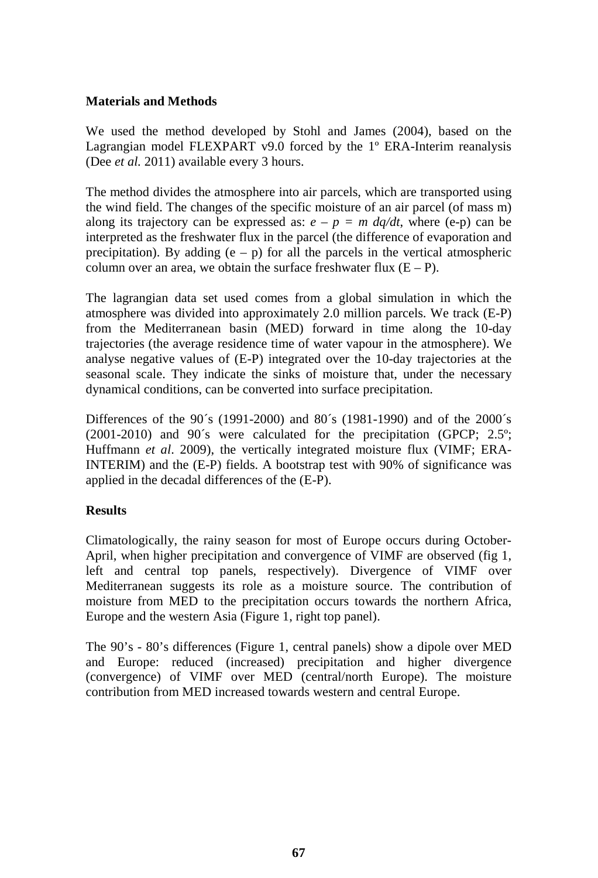## Materials and Methods

We used the method developed by Stohl and James (2004), based on the Lagrangian model FLEXPART v9.0 forced by the 1º ERA-Interim reanalysis (Dee *et al.* 2011) available every 3 hours.

The method divides the atmosphere into air parcels, which are transported using the wind field. The changes of the specific moisture of an air parcel (of mass m) along its trajectory can be expressed as: $e - p = m\ dq/dt$, where (e-p) can be interpreted as the freshwater flux in the parcel (the difference of evaporation and precipitation). By adding $(e - p)$ for all the parcels in the vertical atmospheric column over an area, we obtain the surface freshwater flux $(E - P)$.

The lagrangian data set used comes from a global simulation in which the atmosphere was divided into approximately 2.0 million parcels. We track (E-P) from the Mediterranean basin (MED) forward in time along the 10-day trajectories (the average residence time of water vapour in the atmosphere). We analyse negative values of (E-P) integrated over the 10-day trajectories at the seasonal scale. They indicate the sinks of moisture that, under the necessary dynamical conditions, can be converted into surface precipitation.

Differences of the 90´s (1991-2000) and 80´s (1981-1990) and of the 2000´s (2001-2010) and 90´s were calculated for the precipitation (GPCP; 2.5º; Huffmann *et al*. 2009), the vertically integrated moisture flux (VIMF; ERA-INTERIM) and the (E-P) fields. A bootstrap test with 90% of significance was applied in the decadal differences of the (E-P).

## Results

Climatologically, the rainy season for most of Europe occurs during October-April, when higher precipitation and convergence of VIMF are observed (fig 1, left and central top panels, respectively). Divergence of VIMF over Mediterranean suggests its role as a moisture source. The contribution of moisture from MED to the precipitation occurs towards the northern Africa, Europe and the western Asia (Figure 1, right top panel).

The 90's - 80's differences (Figure 1, central panels) show a dipole over MED and Europe: reduced (increased) precipitation and higher divergence (convergence) of VIMF over MED (central/north Europe). The moisture contribution from MED increased towards western and central Europe.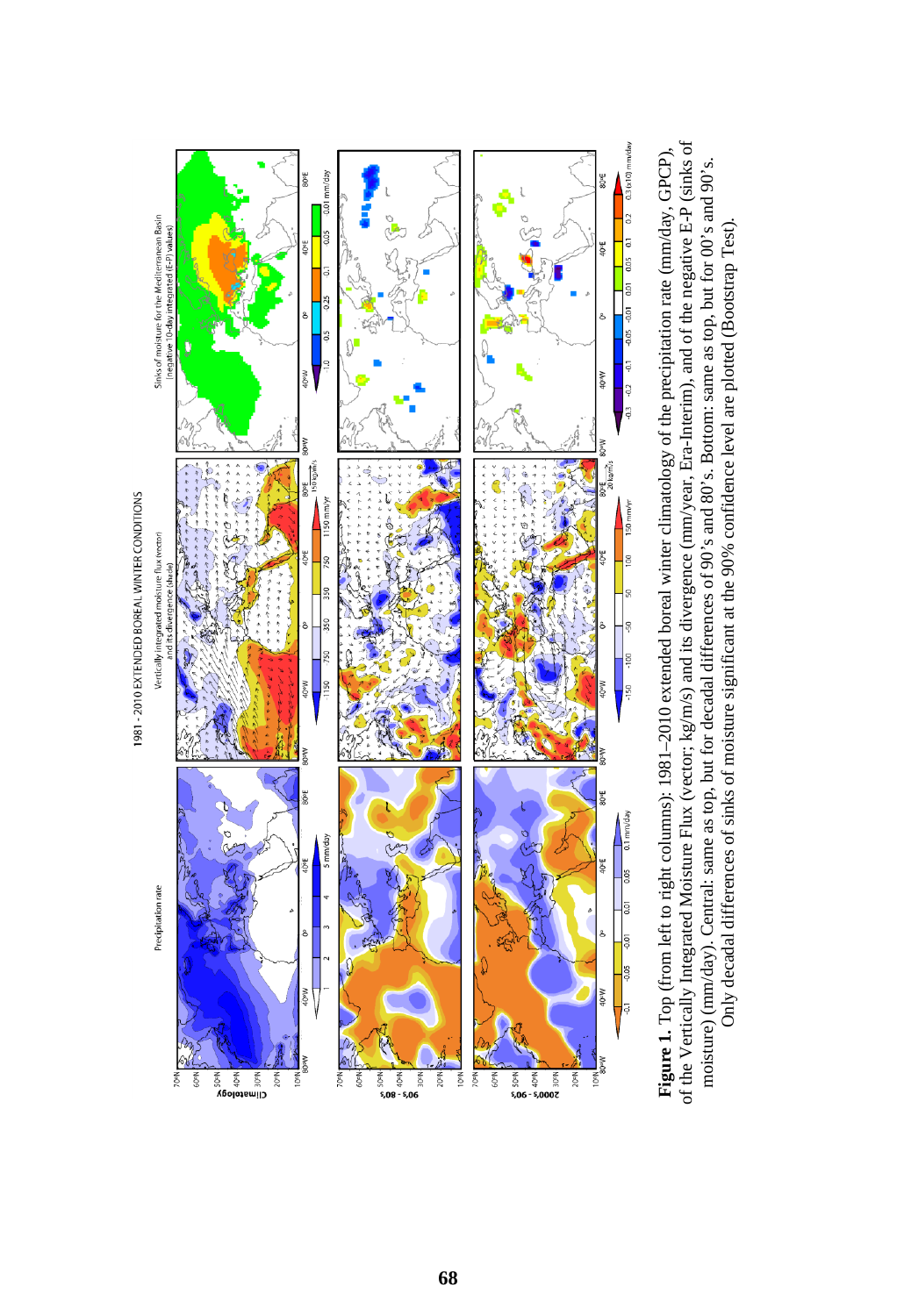**Figure 1.** Top (from left to right columns): 1981–2010 extended boreal winter climatology of the precipitation rate (mm/day, GPCP), of the Vertically Integrated Moisture Flux (vector; kg/m/s) and its divergence (mm/year, Era-Interim), and of the negative E-P (sinks of moisture) (mm/day). Central: same as top, but for decadal differences of 90's and 80's. Bottom: same as top, but for 00's and 90's. Only decadal differences of sinks of moisture significant at the 90% confidence level are plotted (Bootstrap Test).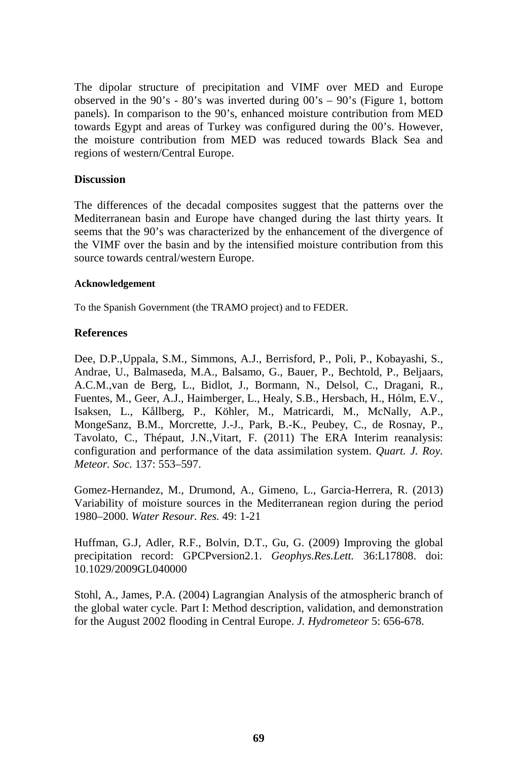The dipolar structure of precipitation and VIMF over MED and Europe observed in the 90's - 80's was inverted during 00's – 90's (Figure 1, bottom panels). In comparison to the 90's, enhanced moisture contribution from MED towards Egypt and areas of Turkey was configured during the 00's. However, the moisture contribution from MED was reduced towards Black Sea and regions of western/Central Europe.

## Discussion

The differences of the decadal composites suggest that the patterns over the Mediterranean basin and Europe have changed during the last thirty years. It seems that the 90's was characterized by the enhancement of the divergence of the VIMF over the basin and by the intensified moisture contribution from this source towards central/western Europe.

### Acknowledgement

To the Spanish Government (the TRAMO project) and to FEDER.

## References

Dee, D.P.,Uppala, S.M., Simmons, A.J., Berrisford, P., Poli, P., Kobayashi, S., Andrae, U., Balmaseda, M.A., Balsamo, G., Bauer, P., Bechtold, P., Beljaars, A.C.M.,van de Berg, L., Bidlot, J., Bormann, N., Delsol, C., Dragani, R., Fuentes, M., Geer, A.J., Haimberger, L., Healy, S.B., Hersbach, H., Hólm, E.V., Isaksen, L., Kållberg, P., Köhler, M., Matricardi, M., McNally, A.P., MongeSanz, B.M., Morcrette, J.-J., Park, B.-K., Peubey, C., de Rosnay, P., Tavolato, C., Thépaut, J.N.,Vitart, F. (2011) The ERA Interim reanalysis: configuration and performance of the data assimilation system. *Quart. J. Roy. Meteor. Soc.* 137: 553–597.

Gomez-Hernandez, M., Drumond, A., Gimeno, L., Garcia-Herrera, R. (2013) Variability of moisture sources in the Mediterranean region during the period 1980–2000. *Water Resour. Res.* 49: 1-21

Huffman, G.J, Adler, R.F., Bolvin, D.T., Gu, G. (2009) Improving the global precipitation record: GPCPversion2.1. *Geophys.Res.Lett.* 36:L17808. doi: 10.1029/2009GL040000

Stohl, A., James, P.A. (2004) Lagrangian Analysis of the atmospheric branch of the global water cycle. Part I: Method description, validation, and demonstration for the August 2002 flooding in Central Europe. *J. Hydrometeor* 5: 656-678.